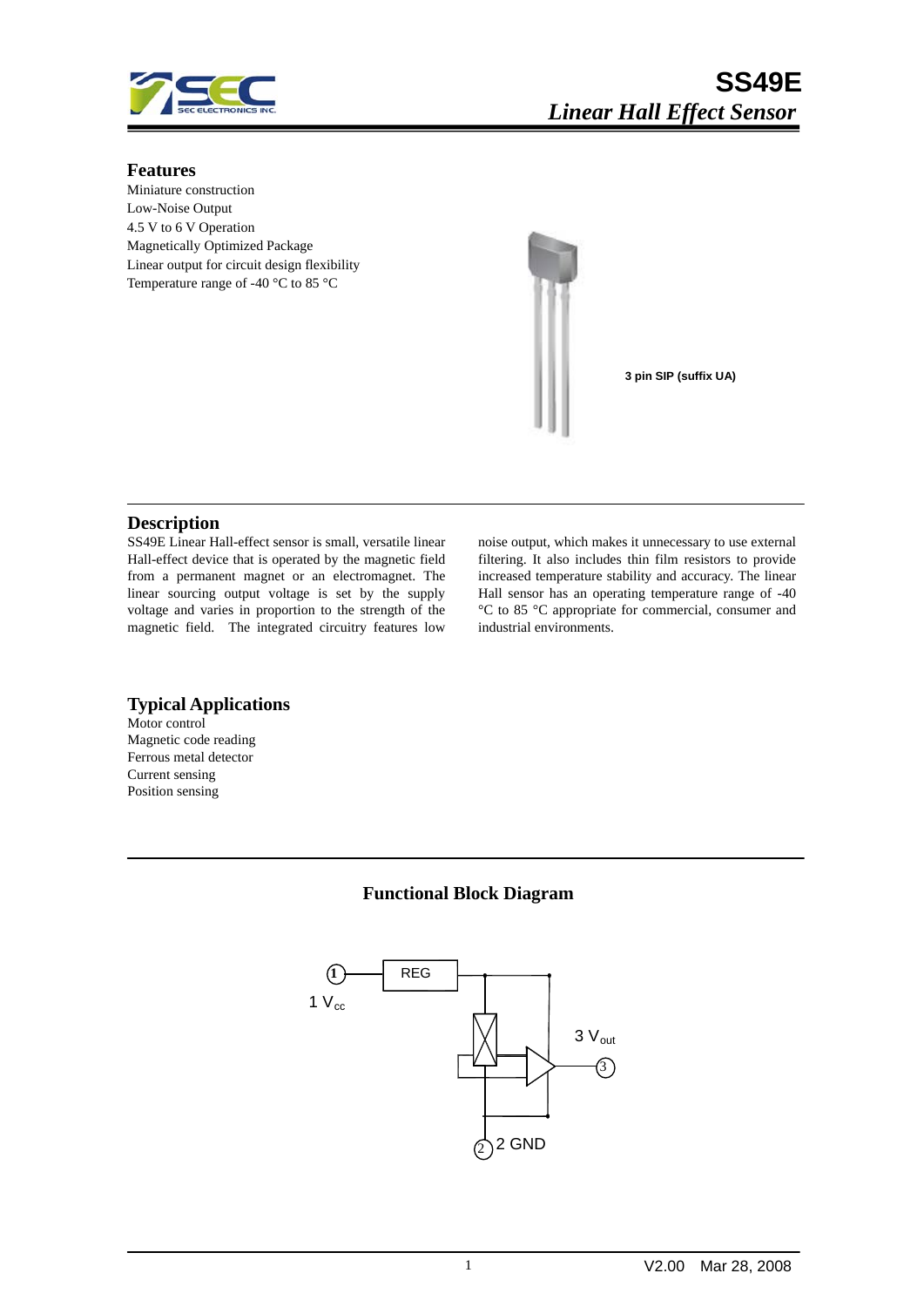# SS49E

## *Linear Hall Effect Sensor*

### Features

Miniature construction
Low-Noise Output
4.5 V to 6 V Operation
Magnetically Optimized Package
Linear output for circuit design flexibility
Temperature range of -40 °C to 85 °C

**3 pin SIP (suffix UA)**

### Description

SS49E Linear Hall-effect sensor is small, versatile linear Hall-effect device that is operated by the magnetic field from a permanent magnet or an electromagnet. The linear sourcing output voltage is set by the supply voltage and varies in proportion to the strength of the magnetic field. The integrated circuitry features low noise output, which makes it unnecessary to use external filtering. It also includes thin film resistors to provide increased temperature stability and accuracy. The linear Hall sensor has an operating temperature range of -40 °C to 85 °C appropriate for commercial, consumer and industrial environments.

### Typical Applications

Motor control
Magnetic code reading
Ferrous metal detector
Current sensing
Position sensing

### Functional Block Diagram

REG

1 $V_{cc}$

3 $V_{out}$

2 GND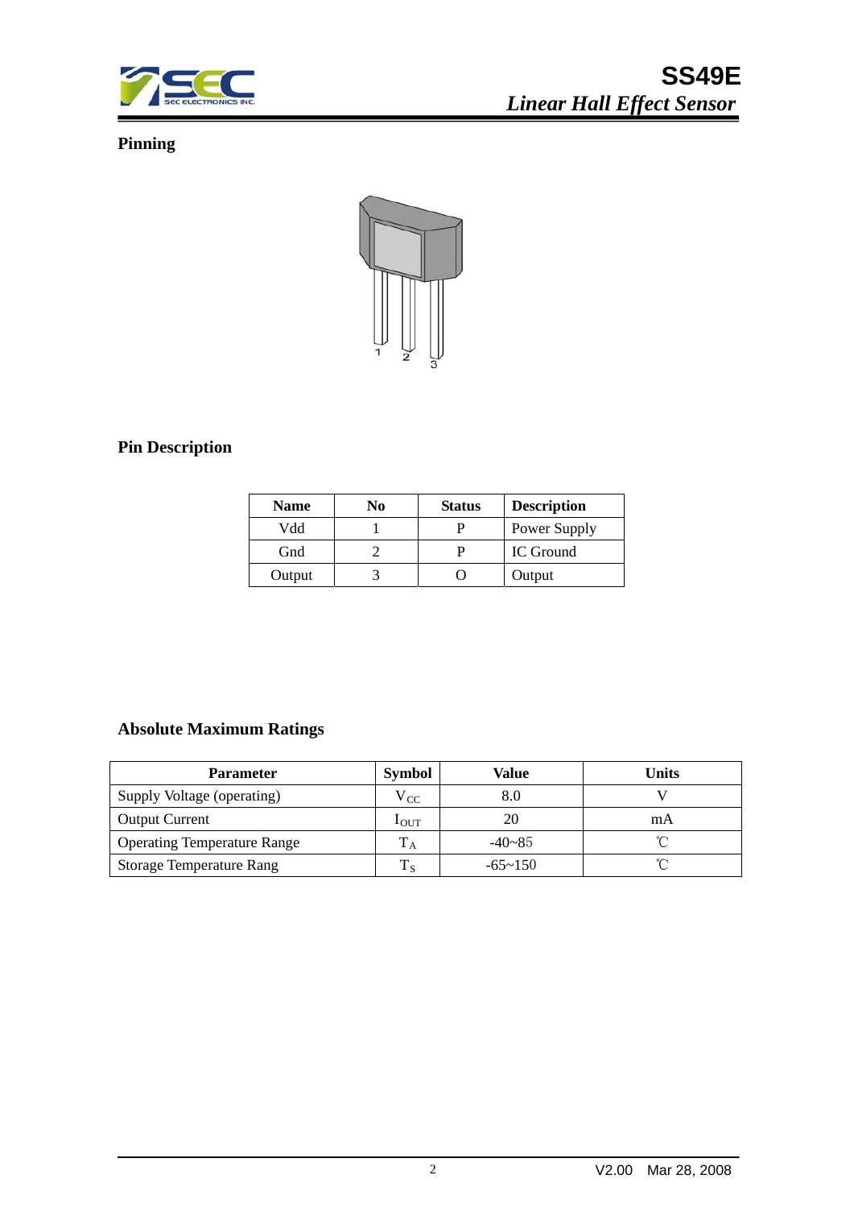## Pinning

## Pin Description

| Name | No | Status | Description |
|---|---|---|---|
| Vdd | 1 | P | Power Supply |
| Gnd | 2 | P | IC Ground |
| Output | 3 | O | Output |

## Absolute Maximum Ratings

| Parameter | Symbol | Value | Units |
|---|---|---|---|
| Supply Voltage (operating) | $V_{CC}$ | 8.0 | V |
| Output Current | $I_{OUT}$ | 20 | mA |
| Operating Temperature Range | $T_A$ | -40~85 | ℃ |
| Storage Temperature Rang | $T_S$ | -65~150 | ℃ |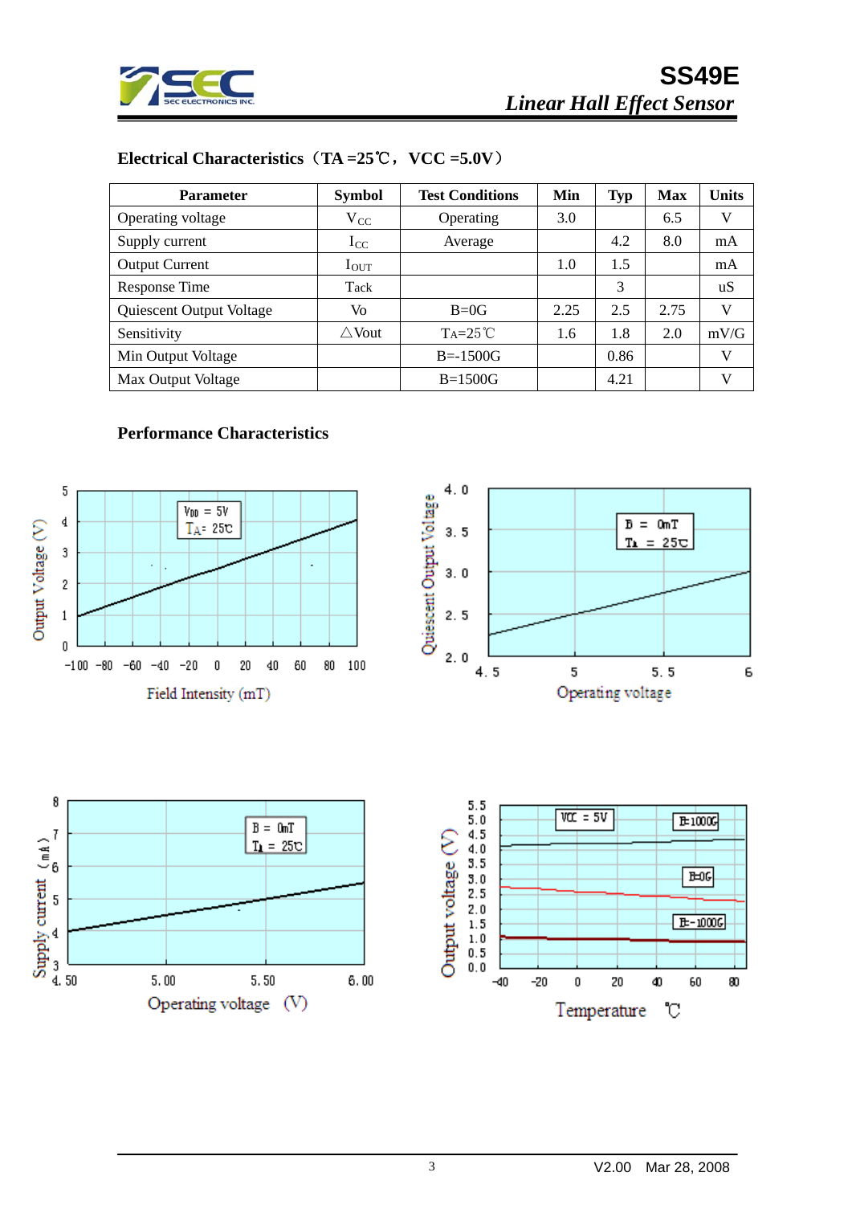## Electrical Characteristics（TA =25℃，VCC =5.0V）

| Parameter | Symbol | Test Conditions | Min | Typ | Max | Units |
|---|---|---|---|---|---|---|
| Operating voltage | $V_{CC}$ | Operating | 3.0 | | 6.5 | V |
| Supply current | $I_{CC}$ | Average | | 4.2 | 8.0 | mA |
| Output Current | $I_{OUT}$ | | 1.0 | 1.5 | | mA |
| Response Time | Tack | | | 3 | | uS |
| Quiescent Output Voltage | Vo | B=0G | 2.25 | 2.5 | 2.75 | V |
| Sensitivity | △Vout | $T_A$=25℃ | 1.6 | 1.8 | 2.0 | mV/G |
| Min Output Voltage | | B=-1500G | | 0.86 | | V |
| Max Output Voltage | | B=1500G | | 4.21 | | V |

## Performance Characteristics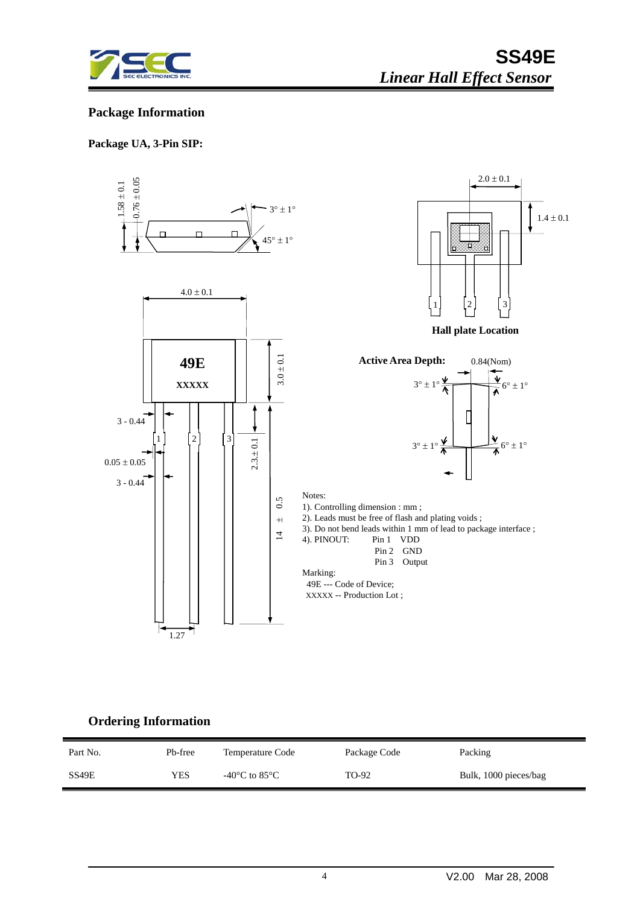## Package Information

### Package UA, 3-Pin SIP:

1.58 ± 0.1

0.76 ± 0.05

3° ± 1°

45° ± 1°

4.0 ± 0.1

49E

XXXXX

3.0 ± 0.1

3 - 0.44

1 2 3

0.05 ± 0.05

3 - 0.44

2.3 ± 0.1

14 ± 0.5

1.27

2.0 ± 0.1

1.4 ± 0.1

1 2 3

**Hall plate Location**

**Active Area Depth:** 0.84(Nom)

3° ± 1°

6° ± 1°

3° ± 1°

6° ± 1°

Notes:

1). Controlling dimension : mm ;
2). Leads must be free of flash and plating voids ;
3). Do not bend leads within 1 mm of lead to package interface ;
4). PINOUT: Pin 1 VDD
Pin 2 GND
Pin 3 Output

Marking:
49E --- Code of Device;
XXXXX -- Production Lot ;

## Ordering Information

| Part No. | Pb-free | Temperature Code | Package Code | Packing |
|---|---|---|---|---|
| SS49E | YES | -40°C to 85°C | TO-92 | Bulk, 1000 pieces/bag |